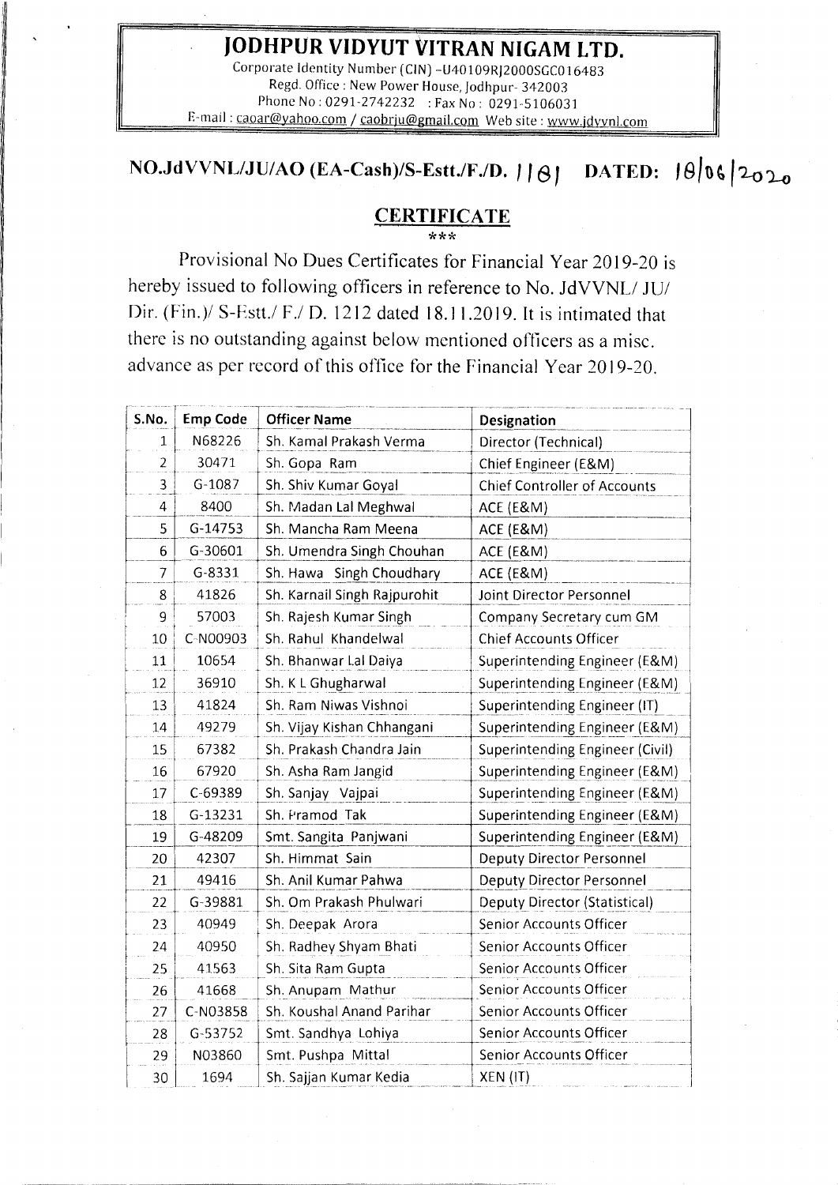# JODHPUR VIDYUT VITRAN NIGAM LTD.

Corporate Identity Number (CIN) -U40109RJ2000SGC016483
Regd. Office : New Power House, Jodhpur- 342003
Phone No : 0291-2742232 : Fax No : 0291-5106031
E-mail : caoar@yahoo.com / caobrju@gmail.com Web site : www.jdvvnl.com

## NO.JdVVNL/JU/AO (EA-Cash)/S-Estt./F./D. 1181 DATED: 18/06/2020

## CERTIFICATE

\*\*\*

Provisional No Dues Certificates for Financial Year 2019-20 is hereby issued to following officers in reference to No. JdVVNL/ JU/ Dir. (Fin.)/ S-Estt./ F./ D. 1212 dated 18.11.2019. It is intimated that there is no outstanding against below mentioned officers as a misc. advance as per record of this office for the Financial Year 2019-20.

| S.No. | Emp Code | Officer Name | Designation |
|---|---|---|---|
| 1 | N68226 | Sh. Kamal Prakash Verma | Director (Technical) |
| 2 | 30471 | Sh. Gopa Ram | Chief Engineer (E&M) |
| 3 | G-1087 | Sh. Shiv Kumar Goyal | Chief Controller of Accounts |
| 4 | 8400 | Sh. Madan Lal Meghwal | ACE (E&M) |
| 5 | G-14753 | Sh. Mancha Ram Meena | ACE (E&M) |
| 6 | G-30601 | Sh. Umendra Singh Chouhan | ACE (E&M) |
| 7 | G-8331 | Sh. Hawa Singh Choudhary | ACE (E&M) |
| 8 | 41826 | Sh. Karnail Singh Rajpurohit | Joint Director Personnel |
| 9 | 57003 | Sh. Rajesh Kumar Singh | Company Secretary cum GM |
| 10 | C-N00903 | Sh. Rahul Khandelwal | Chief Accounts Officer |
| 11 | 10654 | Sh. Bhanwar Lal Daiya | Superintending Engineer (E&M) |
| 12 | 36910 | Sh. K L Ghugharwal | Superintending Engineer (E&M) |
| 13 | 41824 | Sh. Ram Niwas Vishnoi | Superintending Engineer (IT) |
| 14 | 49279 | Sh. Vijay Kishan Chhangani | Superintending Engineer (E&M) |
| 15 | 67382 | Sh. Prakash Chandra Jain | Superintending Engineer (Civil) |
| 16 | 67920 | Sh. Asha Ram Jangid | Superintending Engineer (E&M) |
| 17 | C-69389 | Sh. Sanjay Vajpai | Superintending Engineer (E&M) |
| 18 | G-13231 | Sh. Pramod Tak | Superintending Engineer (E&M) |
| 19 | G-48209 | Smt. Sangita Panjwani | Superintending Engineer (E&M) |
| 20 | 42307 | Sh. Himmat Sain | Deputy Director Personnel |
| 21 | 49416 | Sh. Anil Kumar Pahwa | Deputy Director Personnel |
| 22 | G-39881 | Sh. Om Prakash Phulwari | Deputy Director (Statistical) |
| 23 | 40949 | Sh. Deepak Arora | Senior Accounts Officer |
| 24 | 40950 | Sh. Radhey Shyam Bhati | Senior Accounts Officer |
| 25 | 41563 | Sh. Sita Ram Gupta | Senior Accounts Officer |
| 26 | 41668 | Sh. Anupam Mathur | Senior Accounts Officer |
| 27 | C-N03858 | Sh. Koushal Anand Parihar | Senior Accounts Officer |
| 28 | G-53752 | Smt. Sandhya Lohiya | Senior Accounts Officer |
| 29 | N03860 | Smt. Pushpa Mittal | Senior Accounts Officer |
| 30 | 1694 | Sh. Sajjan Kumar Kedia | XEN (IT) |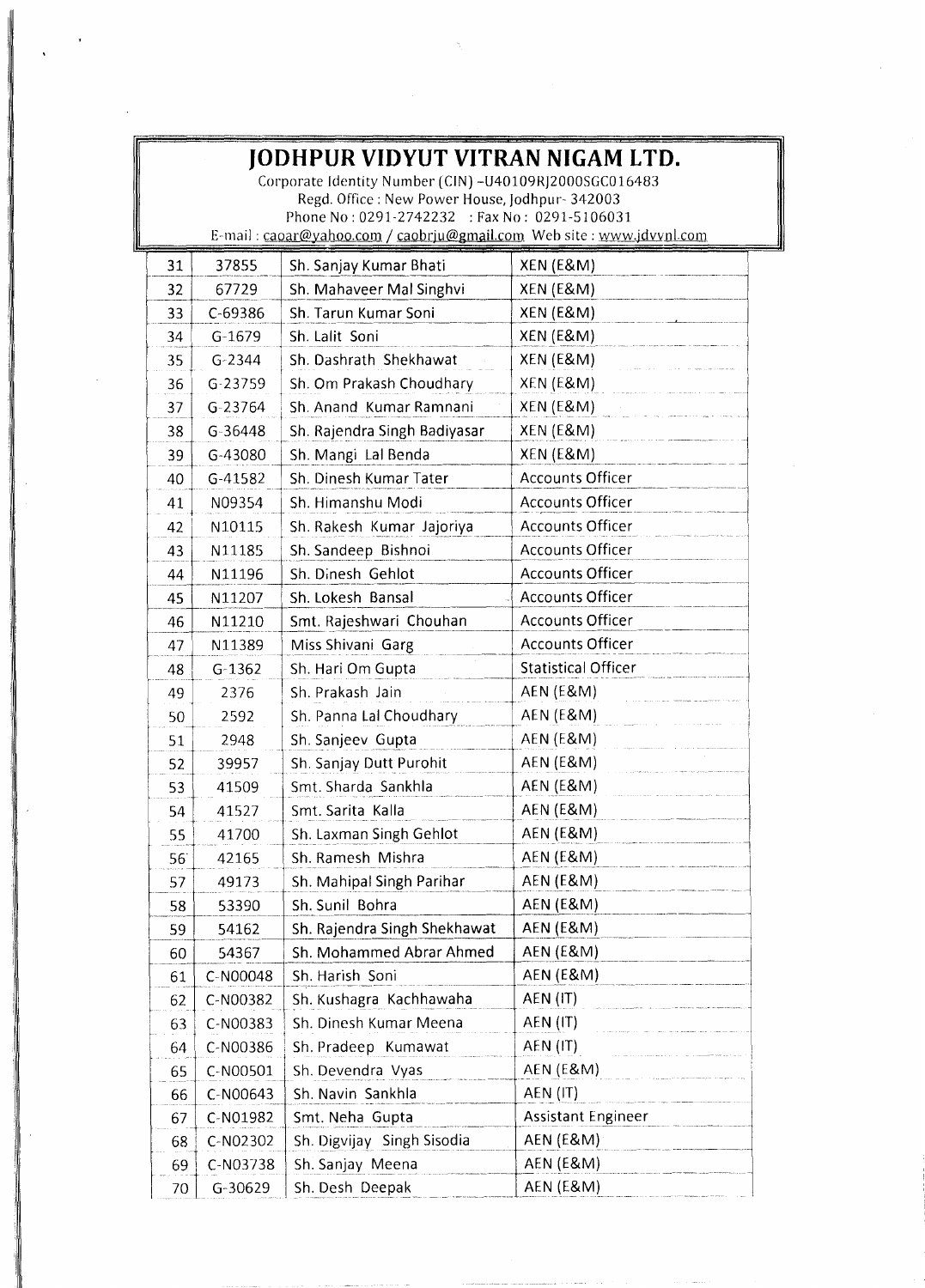# JODHPUR VIDYUT VITRAN NIGAM LTD.

Corporate Identity Number (CIN) -U40109RJ2000SGC016483
Regd. Office : New Power House, Jodhpur- 342003
Phone No : 0291-2742232 : Fax No : 0291-5106031
E-mail : caoar@yahoo.com / caobrju@gmail.com Web site : www.jdvvnl.com

| | | | |
|---|---|---|---|
| 31 | 37855 | Sh. Sanjay Kumar Bhati | XEN (E&M) |
| 32 | 67729 | Sh. Mahaveer Mal Singhvi | XEN (E&M) |
| 33 | C-69386 | Sh. Tarun Kumar Soni | XEN (E&M) |
| 34 | G-1679 | Sh. Lalit Soni | XEN (E&M) |
| 35 | G-2344 | Sh. Dashrath Shekhawat | XEN (E&M) |
| 36 | G-23759 | Sh. Om Prakash Choudhary | XEN (E&M) |
| 37 | G-23764 | Sh. Anand Kumar Ramnani | XEN (E&M) |
| 38 | G-36448 | Sh. Rajendra Singh Badiyasar | XEN (E&M) |
| 39 | G-43080 | Sh. Mangi Lal Benda | XEN (E&M) |
| 40 | G-41582 | Sh. Dinesh Kumar Tater | Accounts Officer |
| 41 | N09354 | Sh. Himanshu Modi | Accounts Officer |
| 42 | N10115 | Sh. Rakesh Kumar Jajoriya | Accounts Officer |
| 43 | N11185 | Sh. Sandeep Bishnoi | Accounts Officer |
| 44 | N11196 | Sh. Dinesh Gehlot | Accounts Officer |
| 45 | N11207 | Sh. Lokesh Bansal | Accounts Officer |
| 46 | N11210 | Smt. Rajeshwari Chouhan | Accounts Officer |
| 47 | N11389 | Miss Shivani Garg | Accounts Officer |
| 48 | G-1362 | Sh. Hari Om Gupta | Statistical Officer |
| 49 | 2376 | Sh. Prakash Jain | AEN (E&M) |
| 50 | 2592 | Sh. Panna Lal Choudhary | AEN (E&M) |
| 51 | 2948 | Sh. Sanjeev Gupta | AEN (E&M) |
| 52 | 39957 | Sh. Sanjay Dutt Purohit | AEN (E&M) |
| 53 | 41509 | Smt. Sharda Sankhla | AEN (E&M) |
| 54 | 41527 | Smt. Sarita Kalla | AEN (E&M) |
| 55 | 41700 | Sh. Laxman Singh Gehlot | AEN (E&M) |
| 56 | 42165 | Sh. Ramesh Mishra | AEN (E&M) |
| 57 | 49173 | Sh. Mahipal Singh Parihar | AEN (E&M) |
| 58 | 53390 | Sh. Sunil Bohra | AEN (E&M) |
| 59 | 54162 | Sh. Rajendra Singh Shekhawat | AEN (E&M) |
| 60 | 54367 | Sh. Mohammed Abrar Ahmed | AEN (E&M) |
| 61 | C-N00048 | Sh. Harish Soni | AEN (E&M) |
| 62 | C-N00382 | Sh. Kushagra Kachhawaha | AEN (IT) |
| 63 | C-N00383 | Sh. Dinesh Kumar Meena | AEN (IT) |
| 64 | C-N00386 | Sh. Pradeep Kumawat | AEN (IT) |
| 65 | C-N00501 | Sh. Devendra Vyas | AEN (E&M) |
| 66 | C-N00643 | Sh. Navin Sankhla | AEN (IT) |
| 67 | C-N01982 | Smt. Neha Gupta | Assistant Engineer |
| 68 | C-N02302 | Sh. Digvijay Singh Sisodia | AEN (E&M) |
| 69 | C-N03738 | Sh. Sanjay Meena | AEN (E&M) |
| 70 | G-30629 | Sh. Desh Deepak | AEN (E&M) |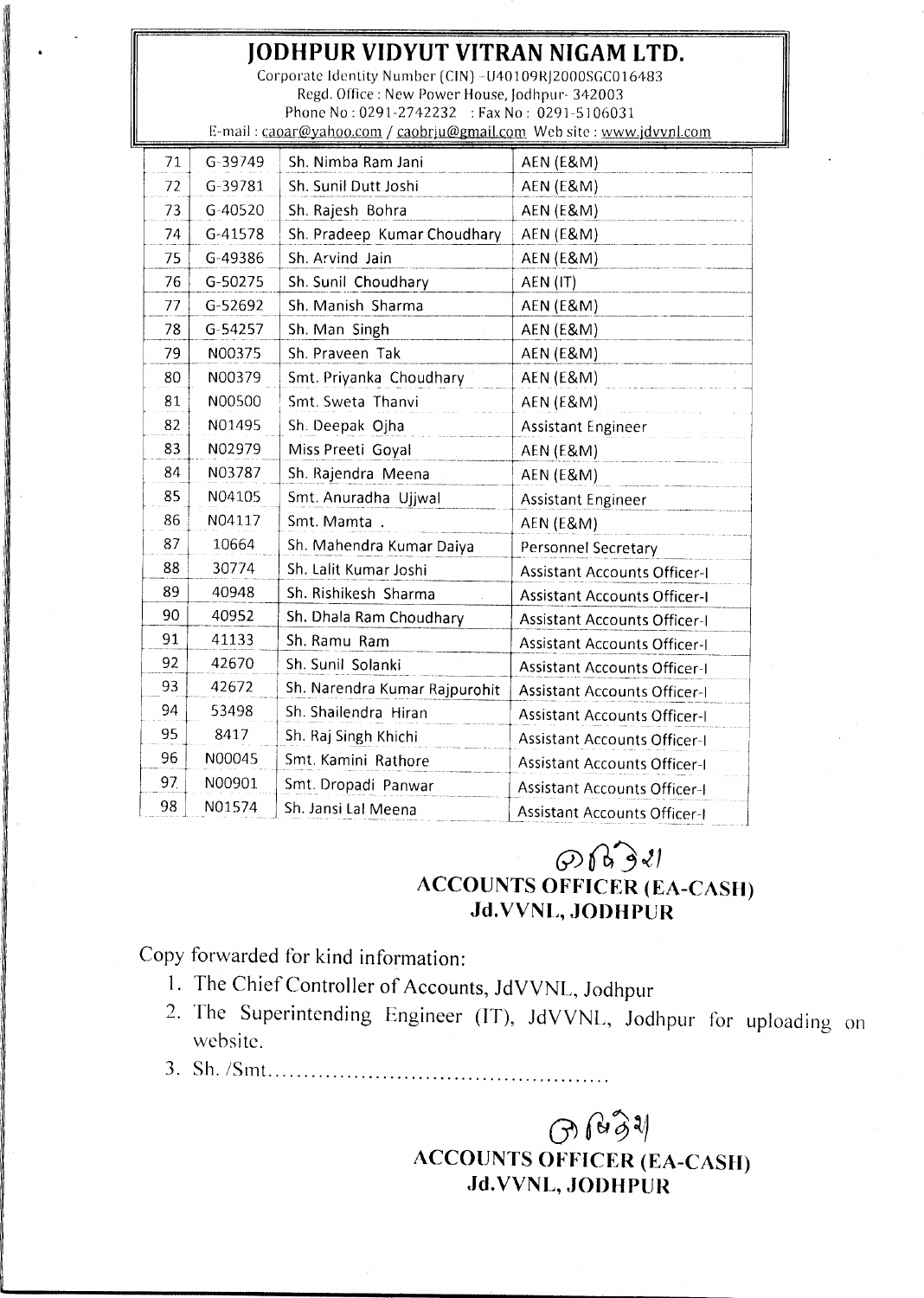# JODHPUR VIDYUT VITRAN NIGAM LTD.

Corporate Identity Number (CIN) -U40109RJ2000SGC016483
Regd. Office : New Power House, Jodhpur- 342003
Phone No : 0291-2742232 : Fax No : 0291-5106031
E-mail : caoar@yahoo.com / caobrju@gmail.com Web site : www.jdvvnl.com

| | | | |
|---|---|---|---|
| 71 | G-39749 | Sh. Nimba Ram Jani | AEN (E&M) |
| 72 | G-39781 | Sh. Sunil Dutt Joshi | AEN (E&M) |
| 73 | G-40520 | Sh. Rajesh Bohra | AEN (E&M) |
| 74 | G-41578 | Sh. Pradeep Kumar Choudhary | AEN (E&M) |
| 75 | G-49386 | Sh. Arvind Jain | AEN (E&M) |
| 76 | G-50275 | Sh. Sunil Choudhary | AEN (IT) |
| 77 | G-52692 | Sh. Manish Sharma | AEN (E&M) |
| 78 | G-54257 | Sh. Man Singh | AEN (E&M) |
| 79 | N00375 | Sh. Praveen Tak | AEN (E&M) |
| 80 | N00379 | Smt. Priyanka Choudhary | AEN (E&M) |
| 81 | N00500 | Smt. Sweta Thanvi | AEN (E&M) |
| 82 | N01495 | Sh. Deepak Ojha | Assistant Engineer |
| 83 | N02979 | Miss Preeti Goyal | AEN (E&M) |
| 84 | N03787 | Sh. Rajendra Meena | AEN (E&M) |
| 85 | N04105 | Smt. Anuradha Ujjwal | Assistant Engineer |
| 86 | N04117 | Smt. Mamta . | AEN (E&M) |
| 87 | 10664 | Sh. Mahendra Kumar Daiya | Personnel Secretary |
| 88 | 30774 | Sh. Lalit Kumar Joshi | Assistant Accounts Officer-I |
| 89 | 40948 | Sh. Rishikesh Sharma | Assistant Accounts Officer-I |
| 90 | 40952 | Sh. Dhala Ram Choudhary | Assistant Accounts Officer-I |
| 91 | 41133 | Sh. Ramu Ram | Assistant Accounts Officer-I |
| 92 | 42670 | Sh. Sunil Solanki | Assistant Accounts Officer-I |
| 93 | 42672 | Sh. Narendra Kumar Rajpurohit | Assistant Accounts Officer-I |
| 94 | 53498 | Sh. Shailendra Hiran | Assistant Accounts Officer-I |
| 95 | 8417 | Sh. Raj Singh Khichi | Assistant Accounts Officer-I |
| 96 | N00045 | Smt. Kamini Rathore | Assistant Accounts Officer-I |
| 97 | N00901 | Smt. Dropadi Panwar | Assistant Accounts Officer-I |
| 98 | N01574 | Sh. Jansi Lal Meena | Assistant Accounts Officer-I |

**ACCOUNTS OFFICER (EA-CASH)**
**Jd.VVNL, JODHPUR**

Copy forwarded for kind information:

1. The Chief Controller of Accounts, JdVVNL, Jodhpur
2. The Superintending Engineer (IT), JdVVNL, Jodhpur for uploading on website.
3. Sh. /Smt..............................................

**ACCOUNTS OFFICER (EA-CASH)**
**Jd.VVNL, JODHPUR**